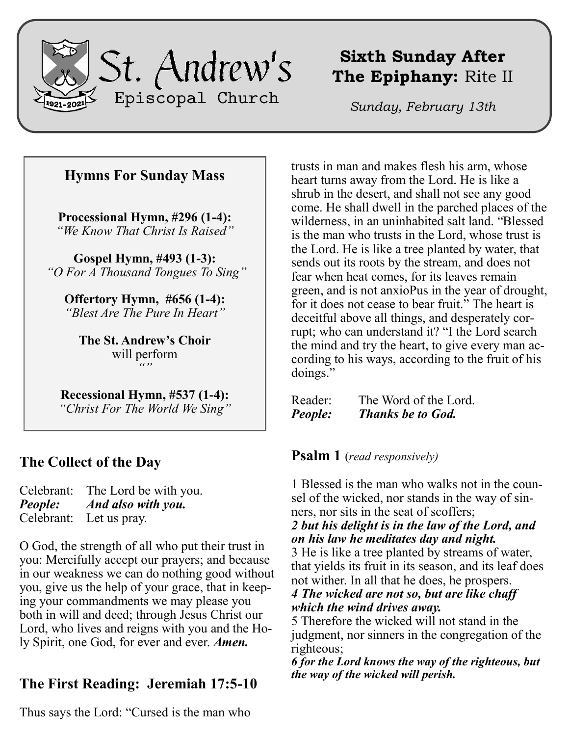# St. Andrew's Episcopal Church

1921-2021

## Sixth Sunday After The Epiphany: Rite II

*Sunday, February 13th*

### Hymns For Sunday Mass

**Processional Hymn, #296 (1-4):**
*"We Know That Christ Is Raised"*

**Gospel Hymn, #493 (1-3):**
*"O For A Thousand Tongues To Sing"*

**Offertory Hymn, #656 (1-4):**
*"Blest Are The Pure In Heart"*

**The St. Andrew's Choir**
will perform
*""*

**Recessional Hymn, #537 (1-4):**
*"Christ For The World We Sing"*

## The Collect of the Day

Celebrant: The Lord be with you.
***People: And also with you.***
Celebrant: Let us pray.

O God, the strength of all who put their trust in you: Mercifully accept our prayers; and because in our weakness we can do nothing good without you, give us the help of your grace, that in keeping your commandments we may please you both in will and deed; through Jesus Christ our Lord, who lives and reigns with you and the Holy Spirit, one God, for ever and ever. ***Amen.***

## The First Reading: Jeremiah 17:5-10

Thus says the Lord: "Cursed is the man who trusts in man and makes flesh his arm, whose heart turns away from the Lord. He is like a shrub in the desert, and shall not see any good come. He shall dwell in the parched places of the wilderness, in an uninhabited salt land. "Blessed is the man who trusts in the Lord, whose trust is the Lord. He is like a tree planted by water, that sends out its roots by the stream, and does not fear when heat comes, for its leaves remain green, and is not anxioPus in the year of drought, for it does not cease to bear fruit." The heart is deceitful above all things, and desperately corrupt; who can understand it? "I the Lord search the mind and try the heart, to give every man according to his ways, according to the fruit of his doings."

Reader: The Word of the Lord.
***People: Thanks be to God.***

## Psalm 1 (*read responsively)*

1 Blessed is the man who walks not in the counsel of the wicked, nor stands in the way of sinners, nor sits in the seat of scoffers;
***2 but his delight is in the law of the Lord, and on his law he meditates day and night.***
3 He is like a tree planted by streams of water, that yields its fruit in its season, and its leaf does not wither. In all that he does, he prospers.
***4 The wicked are not so, but are like chaff which the wind drives away.***
5 Therefore the wicked will not stand in the judgment, nor sinners in the congregation of the righteous;
***6 for the Lord knows the way of the righteous, but the way of the wicked will perish.***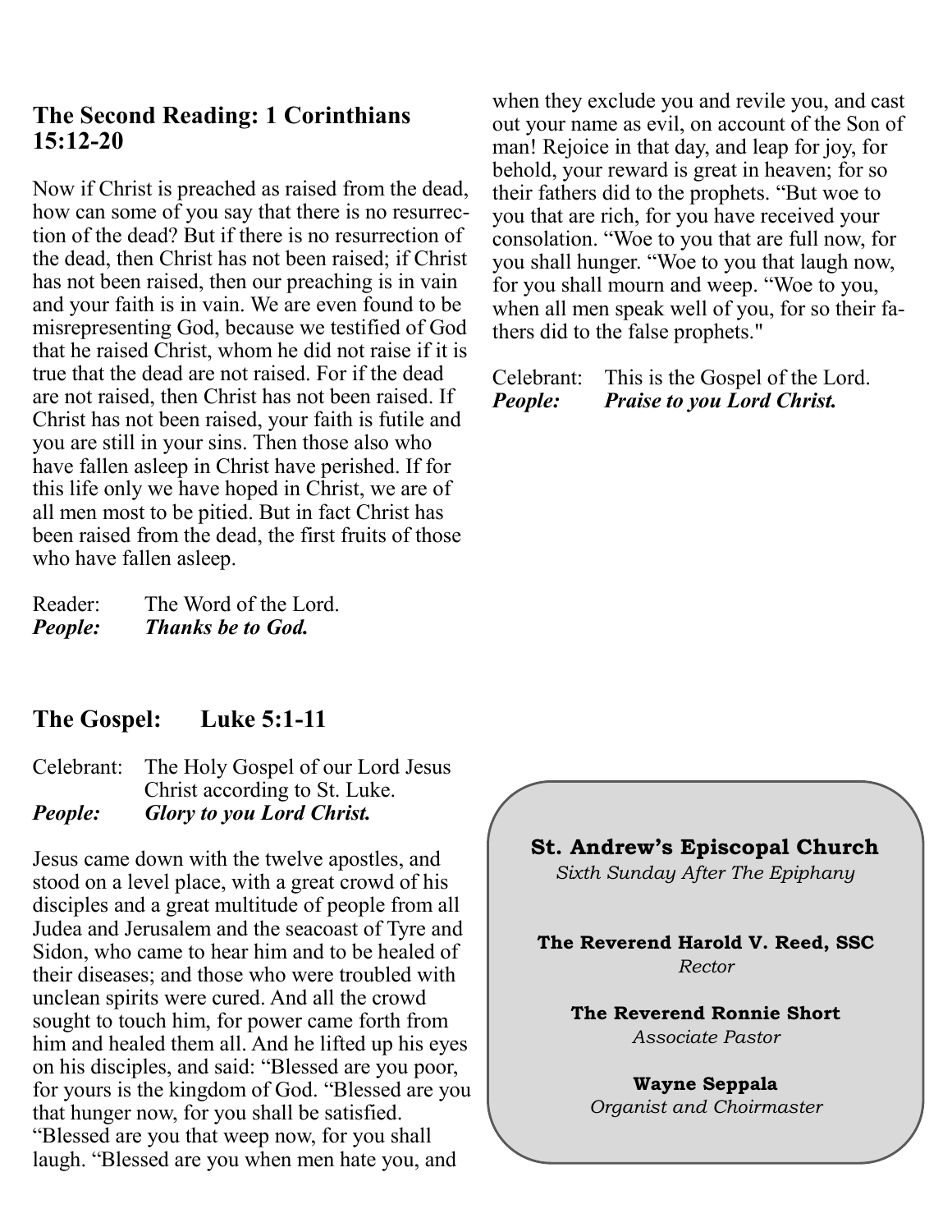## The Second Reading: 1 Corinthians 15:12-20

Now if Christ is preached as raised from the dead, how can some of you say that there is no resurrection of the dead? But if there is no resurrection of the dead, then Christ has not been raised; if Christ has not been raised, then our preaching is in vain and your faith is in vain. We are even found to be misrepresenting God, because we testified of God that he raised Christ, whom he did not raise if it is true that the dead are not raised. For if the dead are not raised, then Christ has not been raised. If Christ has not been raised, your faith is futile and you are still in your sins. Then those also who have fallen asleep in Christ have perished. If for this life only we have hoped in Christ, we are of all men most to be pitied. But in fact Christ has been raised from the dead, the first fruits of those who have fallen asleep.

Reader: The Word of the Lord.
***People: Thanks be to God.***

## The Gospel: Luke 5:1-11

Celebrant: The Holy Gospel of our Lord Jesus Christ according to St. Luke.
***People: Glory to you Lord Christ.***

Jesus came down with the twelve apostles, and stood on a level place, with a great crowd of his disciples and a great multitude of people from all Judea and Jerusalem and the seacoast of Tyre and Sidon, who came to hear him and to be healed of their diseases; and those who were troubled with unclean spirits were cured. And all the crowd sought to touch him, for power came forth from him and healed them all. And he lifted up his eyes on his disciples, and said: "Blessed are you poor, for yours is the kingdom of God. "Blessed are you that hunger now, for you shall be satisfied. "Blessed are you that weep now, for you shall laugh. "Blessed are you when men hate you, and when they exclude you and revile you, and cast out your name as evil, on account of the Son of man! Rejoice in that day, and leap for joy, for behold, your reward is great in heaven; for so their fathers did to the prophets. "But woe to you that are rich, for you have received your consolation. "Woe to you that are full now, for you shall hunger. "Woe to you that laugh now, for you shall mourn and weep. "Woe to you, when all men speak well of you, for so their fathers did to the false prophets."

Celebrant: This is the Gospel of the Lord.
***People: Praise to you Lord Christ.***

**St. Andrew's Episcopal Church**
*Sixth Sunday After The Epiphany*

**The Reverend Harold V. Reed, SSC**
*Rector*

**The Reverend Ronnie Short**
*Associate Pastor*

**Wayne Seppala**
*Organist and Choirmaster*